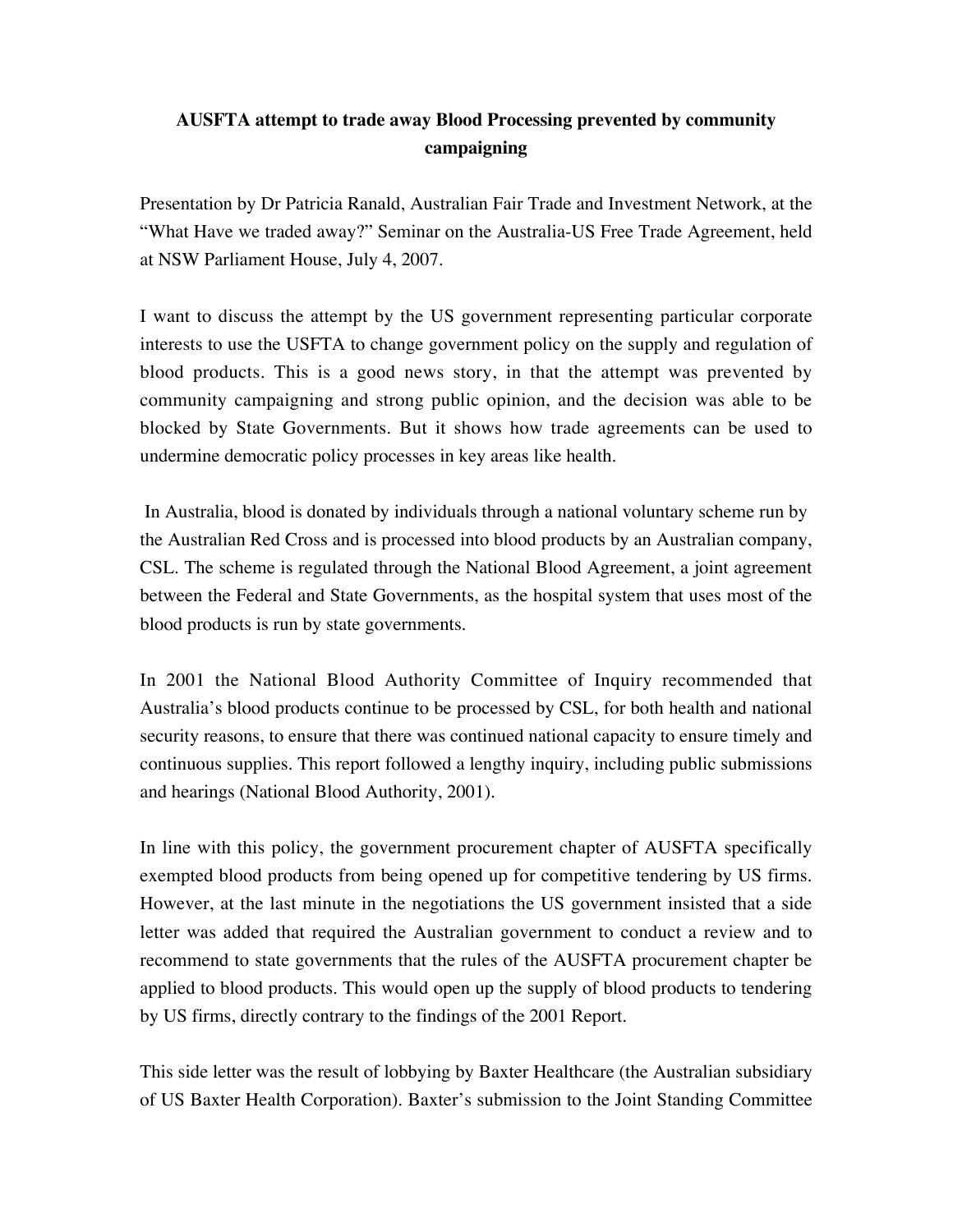# AUSFTA attempt to trade away Blood Processing prevented by community campaigning

Presentation by Dr Patricia Ranald, Australian Fair Trade and Investment Network, at the "What Have we traded away?" Seminar on the Australia-US Free Trade Agreement, held at NSW Parliament House, July 4, 2007.

I want to discuss the attempt by the US government representing particular corporate interests to use the USFTA to change government policy on the supply and regulation of blood products. This is a good news story, in that the attempt was prevented by community campaigning and strong public opinion, and the decision was able to be blocked by State Governments. But it shows how trade agreements can be used to undermine democratic policy processes in key areas like health.

In Australia, blood is donated by individuals through a national voluntary scheme run by the Australian Red Cross and is processed into blood products by an Australian company, CSL. The scheme is regulated through the National Blood Agreement, a joint agreement between the Federal and State Governments, as the hospital system that uses most of the blood products is run by state governments.

In 2001 the National Blood Authority Committee of Inquiry recommended that Australia's blood products continue to be processed by CSL, for both health and national security reasons, to ensure that there was continued national capacity to ensure timely and continuous supplies. This report followed a lengthy inquiry, including public submissions and hearings (National Blood Authority, 2001).

In line with this policy, the government procurement chapter of AUSFTA specifically exempted blood products from being opened up for competitive tendering by US firms. However, at the last minute in the negotiations the US government insisted that a side letter was added that required the Australian government to conduct a review and to recommend to state governments that the rules of the AUSFTA procurement chapter be applied to blood products. This would open up the supply of blood products to tendering by US firms, directly contrary to the findings of the 2001 Report.

This side letter was the result of lobbying by Baxter Healthcare (the Australian subsidiary of US Baxter Health Corporation). Baxter's submission to the Joint Standing Committee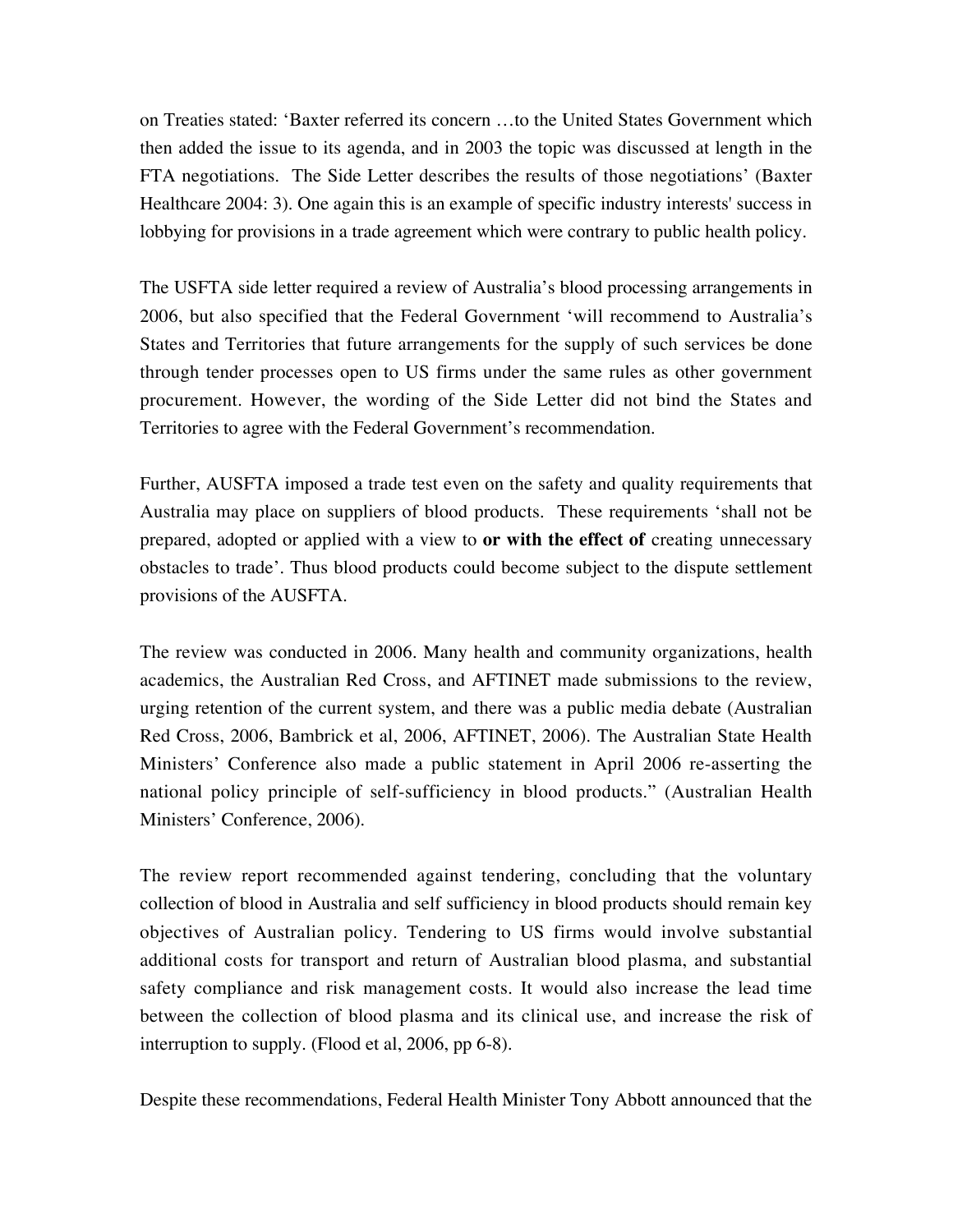on Treaties stated: 'Baxter referred its concern …to the United States Government which then added the issue to its agenda, and in 2003 the topic was discussed at length in the FTA negotiations. The Side Letter describes the results of those negotiations' (Baxter Healthcare 2004: 3). One again this is an example of specific industry interests' success in lobbying for provisions in a trade agreement which were contrary to public health policy.

The USFTA side letter required a review of Australia's blood processing arrangements in 2006, but also specified that the Federal Government 'will recommend to Australia's States and Territories that future arrangements for the supply of such services be done through tender processes open to US firms under the same rules as other government procurement. However, the wording of the Side Letter did not bind the States and Territories to agree with the Federal Government's recommendation.

Further, AUSFTA imposed a trade test even on the safety and quality requirements that Australia may place on suppliers of blood products. These requirements 'shall not be prepared, adopted or applied with a view to **or with the effect of** creating unnecessary obstacles to trade'. Thus blood products could become subject to the dispute settlement provisions of the AUSFTA.

The review was conducted in 2006. Many health and community organizations, health academics, the Australian Red Cross, and AFTINET made submissions to the review, urging retention of the current system, and there was a public media debate (Australian Red Cross, 2006, Bambrick et al, 2006, AFTINET, 2006). The Australian State Health Ministers' Conference also made a public statement in April 2006 re-asserting the national policy principle of self-sufficiency in blood products." (Australian Health Ministers' Conference, 2006).

The review report recommended against tendering, concluding that the voluntary collection of blood in Australia and self sufficiency in blood products should remain key objectives of Australian policy. Tendering to US firms would involve substantial additional costs for transport and return of Australian blood plasma, and substantial safety compliance and risk management costs. It would also increase the lead time between the collection of blood plasma and its clinical use, and increase the risk of interruption to supply. (Flood et al, 2006, pp 6-8).

Despite these recommendations, Federal Health Minister Tony Abbott announced that the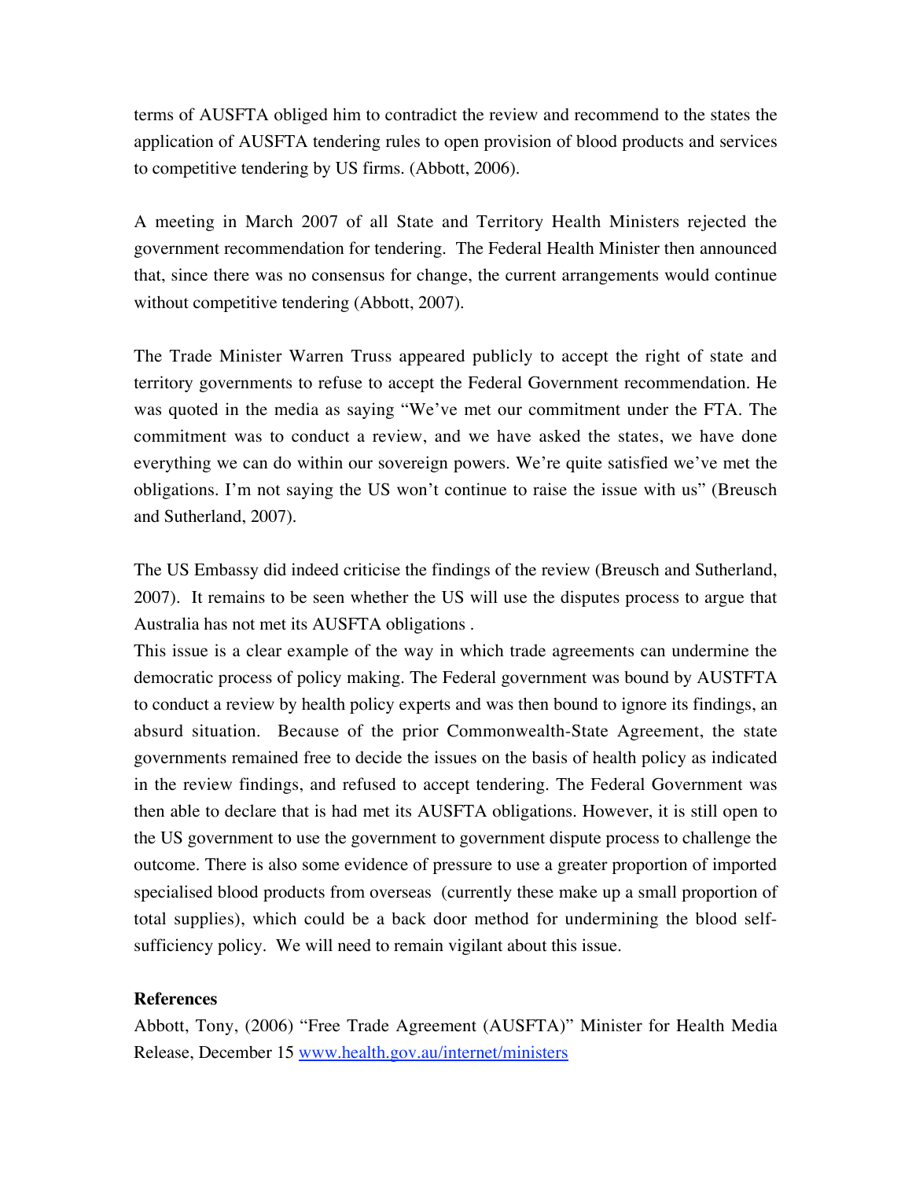terms of AUSFTA obliged him to contradict the review and recommend to the states the application of AUSFTA tendering rules to open provision of blood products and services to competitive tendering by US firms. (Abbott, 2006).

A meeting in March 2007 of all State and Territory Health Ministers rejected the government recommendation for tendering. The Federal Health Minister then announced that, since there was no consensus for change, the current arrangements would continue without competitive tendering (Abbott, 2007).

The Trade Minister Warren Truss appeared publicly to accept the right of state and territory governments to refuse to accept the Federal Government recommendation. He was quoted in the media as saying "We've met our commitment under the FTA. The commitment was to conduct a review, and we have asked the states, we have done everything we can do within our sovereign powers. We're quite satisfied we've met the obligations. I'm not saying the US won't continue to raise the issue with us" (Breusch and Sutherland, 2007).

The US Embassy did indeed criticise the findings of the review (Breusch and Sutherland, 2007). It remains to be seen whether the US will use the disputes process to argue that Australia has not met its AUSFTA obligations .

This issue is a clear example of the way in which trade agreements can undermine the democratic process of policy making. The Federal government was bound by AUSTFTA to conduct a review by health policy experts and was then bound to ignore its findings, an absurd situation. Because of the prior Commonwealth-State Agreement, the state governments remained free to decide the issues on the basis of health policy as indicated in the review findings, and refused to accept tendering. The Federal Government was then able to declare that is had met its AUSFTA obligations. However, it is still open to the US government to use the government to government dispute process to challenge the outcome. There is also some evidence of pressure to use a greater proportion of imported specialised blood products from overseas (currently these make up a small proportion of total supplies), which could be a back door method for undermining the blood self-sufficiency policy. We will need to remain vigilant about this issue.

**References**

Abbott, Tony, (2006) "Free Trade Agreement (AUSFTA)" Minister for Health Media Release, December 15 www.health.gov.au/internet/ministers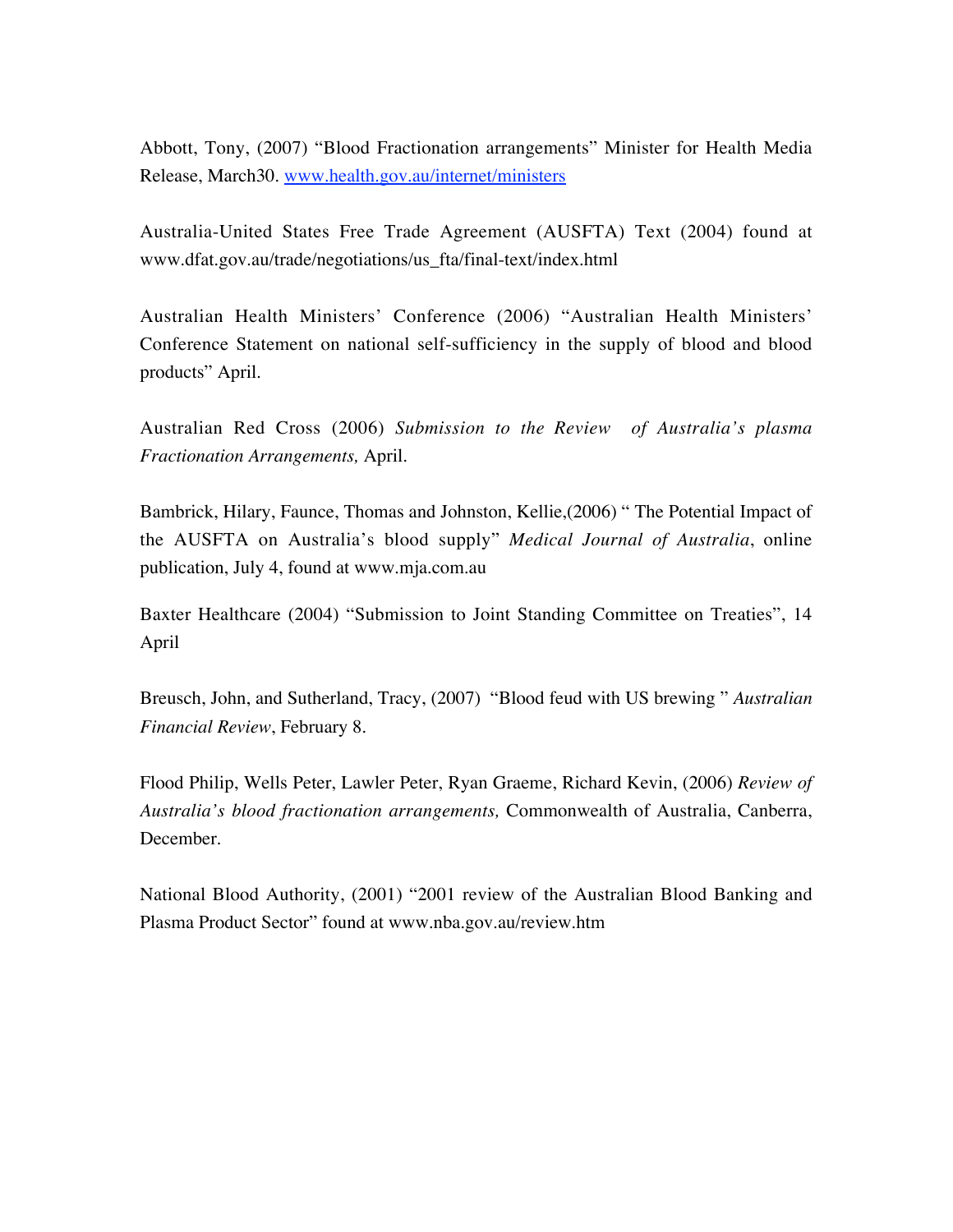Abbott, Tony, (2007) "Blood Fractionation arrangements" Minister for Health Media Release, March30. www.health.gov.au/internet/ministers

Australia-United States Free Trade Agreement (AUSFTA) Text (2004) found at www.dfat.gov.au/trade/negotiations/us_fta/final-text/index.html

Australian Health Ministers' Conference (2006) "Australian Health Ministers' Conference Statement on national self-sufficiency in the supply of blood and blood products" April.

Australian Red Cross (2006) *Submission to the Review of Australia's plasma Fractionation Arrangements,* April.

Bambrick, Hilary, Faunce, Thomas and Johnston, Kellie,(2006) " The Potential Impact of the AUSFTA on Australia's blood supply" *Medical Journal of Australia*, online publication, July 4, found at www.mja.com.au

Baxter Healthcare (2004) "Submission to Joint Standing Committee on Treaties", 14 April

Breusch, John, and Sutherland, Tracy, (2007) "Blood feud with US brewing " *Australian Financial Review*, February 8.

Flood Philip, Wells Peter, Lawler Peter, Ryan Graeme, Richard Kevin, (2006) *Review of Australia's blood fractionation arrangements,* Commonwealth of Australia, Canberra, December.

National Blood Authority, (2001) "2001 review of the Australian Blood Banking and Plasma Product Sector" found at www.nba.gov.au/review.htm